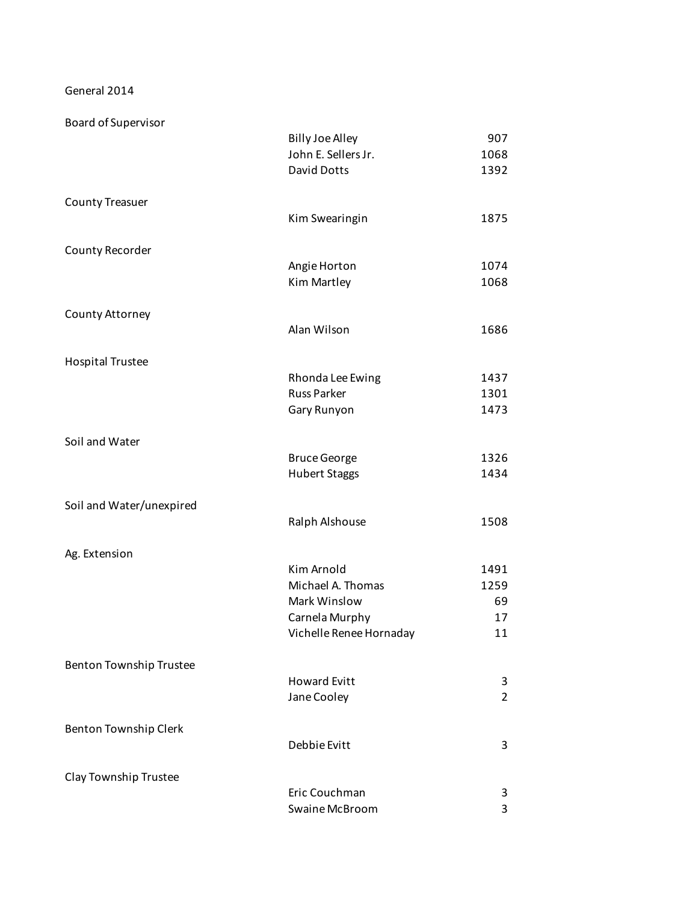General 2014

| Office | Candidate | Votes |
|---|---|---|
| Board of Supervisor | Billy Joe Alley | 907 |
| | John E. Sellers Jr. | 1068 |
| | David Dotts | 1392 |
| County Treasuer | Kim Swearingin | 1875 |
| County Recorder | Angie Horton | 1074 |
| | Kim Martley | 1068 |
| County Attorney | Alan Wilson | 1686 |
| Hospital Trustee | Rhonda Lee Ewing | 1437 |
| | Russ Parker | 1301 |
| | Gary Runyon | 1473 |
| Soil and Water | Bruce George | 1326 |
| | Hubert Staggs | 1434 |
| Soil and Water/unexpired | Ralph Alshouse | 1508 |
| Ag. Extension | Kim Arnold | 1491 |
| | Michael A. Thomas | 1259 |
| | Mark Winslow | 69 |
| | Carnela Murphy | 17 |
| | Vichelle Renee Hornaday | 11 |
| Benton Township Trustee | Howard Evitt | 3 |
| | Jane Cooley | 2 |
| Benton Township Clerk | Debbie Evitt | 3 |
| Clay Township Trustee | Eric Couchman | 3 |
| | Swaine McBroom | 3 |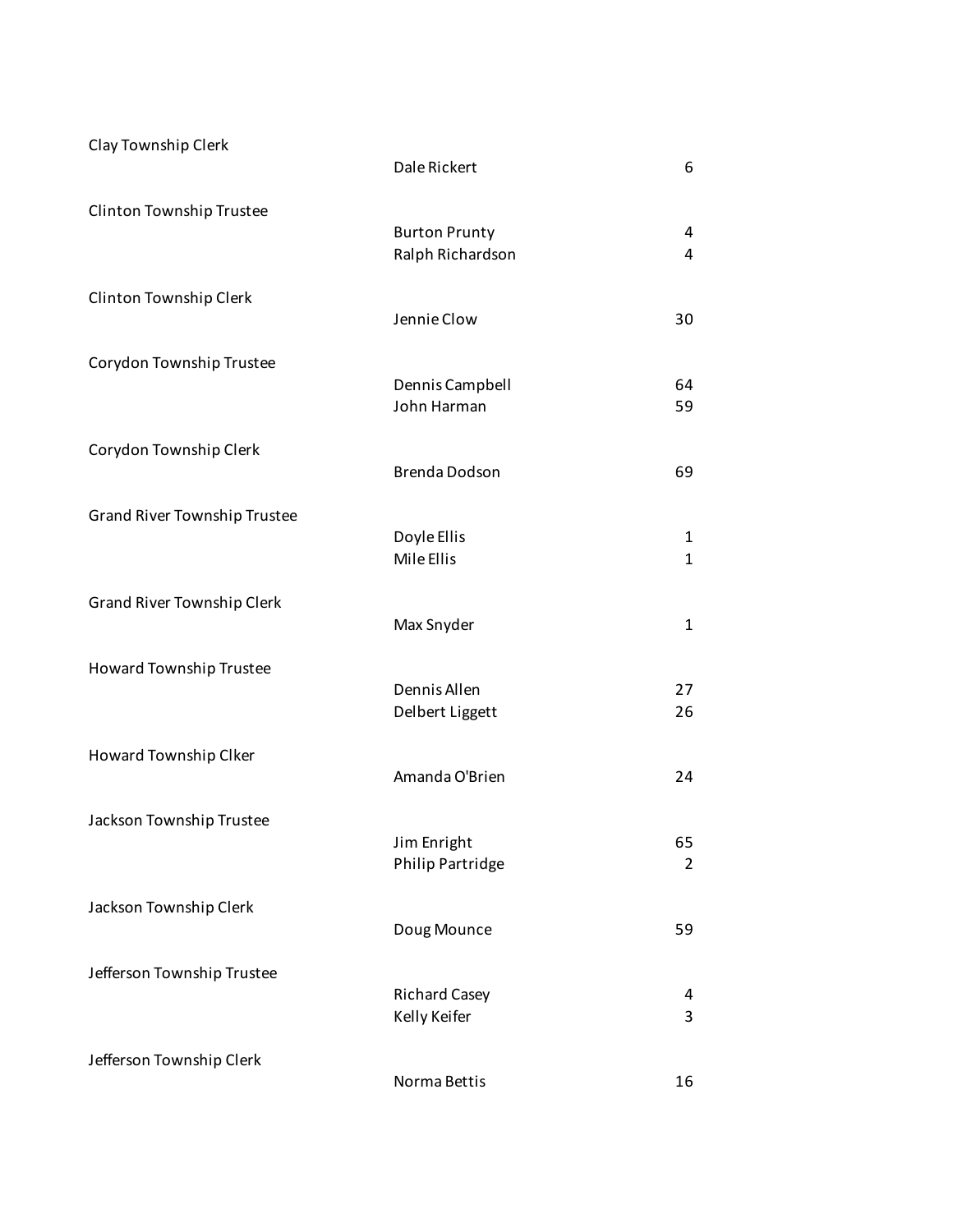| Office | Candidate | Votes |
|---|---|---|
| Clay Township Clerk | | |
| | Dale Rickert | 6 |
| Clinton Township Trustee | | |
| | Burton Prunty | 4 |
| | Ralph Richardson | 4 |
| Clinton Township Clerk | | |
| | Jennie Clow | 30 |
| Corydon Township Trustee | | |
| | Dennis Campbell | 64 |
| | John Harman | 59 |
| Corydon Township Clerk | | |
| | Brenda Dodson | 69 |
| Grand River Township Trustee | | |
| | Doyle Ellis | 1 |
| | Mile Ellis | 1 |
| Grand River Township Clerk | | |
| | Max Snyder | 1 |
| Howard Township Trustee | | |
| | Dennis Allen | 27 |
| | Delbert Liggett | 26 |
| Howard Township Clker | | |
| | Amanda O'Brien | 24 |
| Jackson Township Trustee | | |
| | Jim Enright | 65 |
| | Philip Partridge | 2 |
| Jackson Township Clerk | | |
| | Doug Mounce | 59 |
| Jefferson Township Trustee | | |
| | Richard Casey | 4 |
| | Kelly Keifer | 3 |
| Jefferson Township Clerk | | |
| | Norma Bettis | 16 |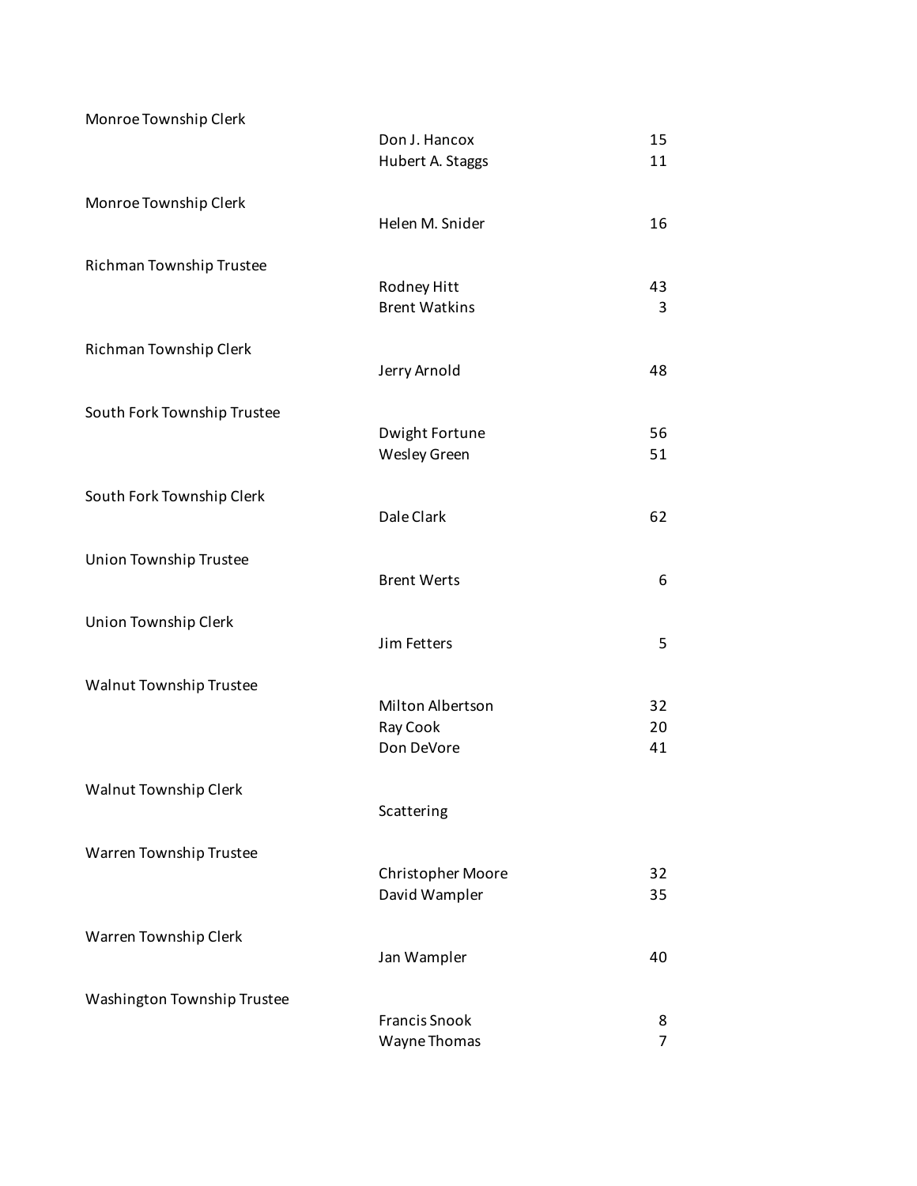| Office | Candidate | Votes |
|---|---|---|
| Monroe Township Clerk | | |
| | Don J. Hancox | 15 |
| | Hubert A. Staggs | 11 |
| Monroe Township Clerk | | |
| | Helen M. Snider | 16 |
| Richman Township Trustee | | |
| | Rodney Hitt | 43 |
| | Brent Watkins | 3 |
| Richman Township Clerk | | |
| | Jerry Arnold | 48 |
| South Fork Township Trustee | | |
| | Dwight Fortune | 56 |
| | Wesley Green | 51 |
| South Fork Township Clerk | | |
| | Dale Clark | 62 |
| Union Township Trustee | | |
| | Brent Werts | 6 |
| Union Township Clerk | | |
| | Jim Fetters | 5 |
| Walnut Township Trustee | | |
| | Milton Albertson | 32 |
| | Ray Cook | 20 |
| | Don DeVore | 41 |
| Walnut Township Clerk | | |
| | Scattering | |
| Warren Township Trustee | | |
| | Christopher Moore | 32 |
| | David Wampler | 35 |
| Warren Township Clerk | | |
| | Jan Wampler | 40 |
| Washington Township Trustee | | |
| | Francis Snook | 8 |
| | Wayne Thomas | 7 |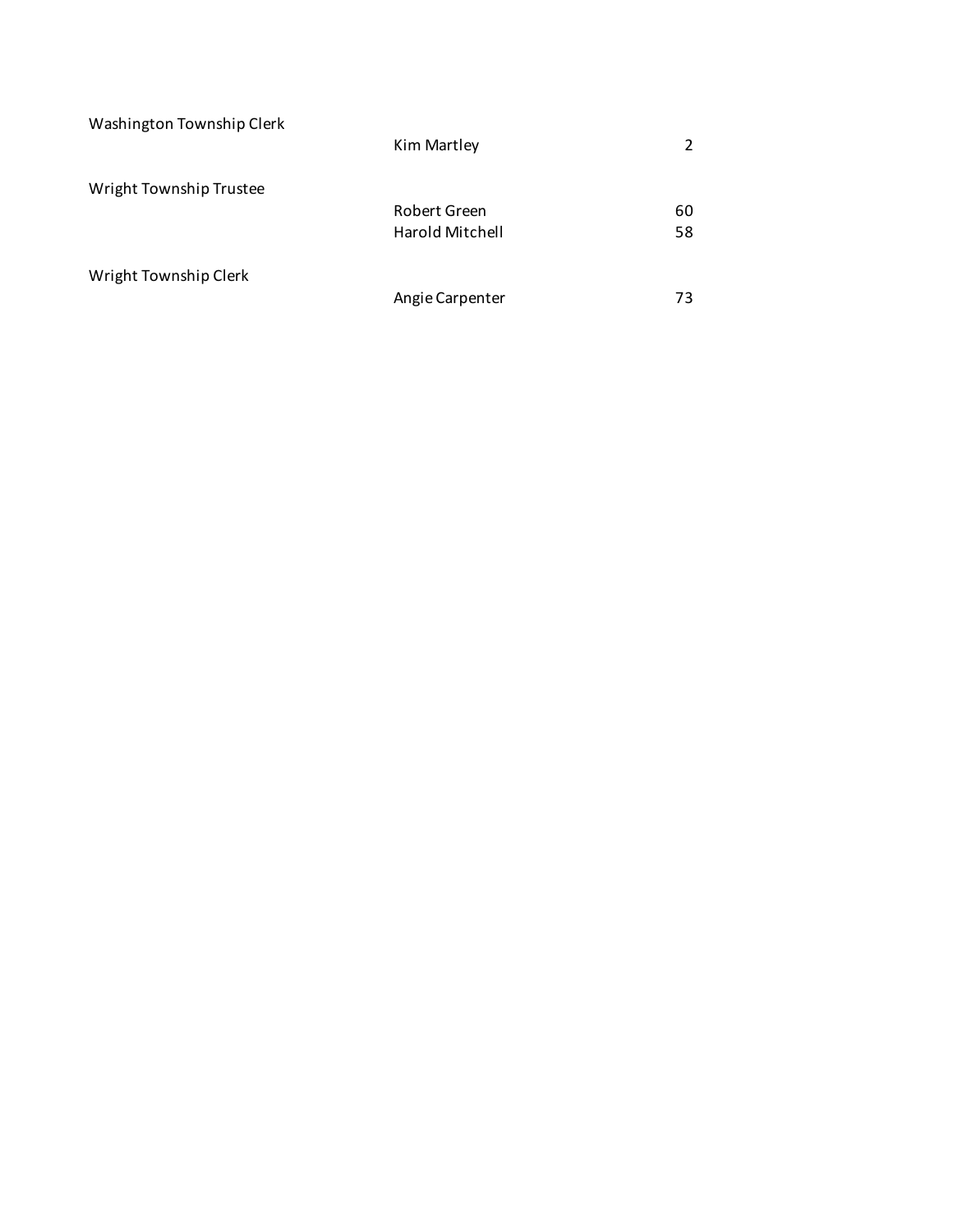| | | |
|---|---|---|
| Washington Township Clerk | | |
| | Kim Martley | 2 |
| Wright Township Trustee | | |
| | Robert Green | 60 |
| | Harold Mitchell | 58 |
| Wright Township Clerk | | |
| | Angie Carpenter | 73 |